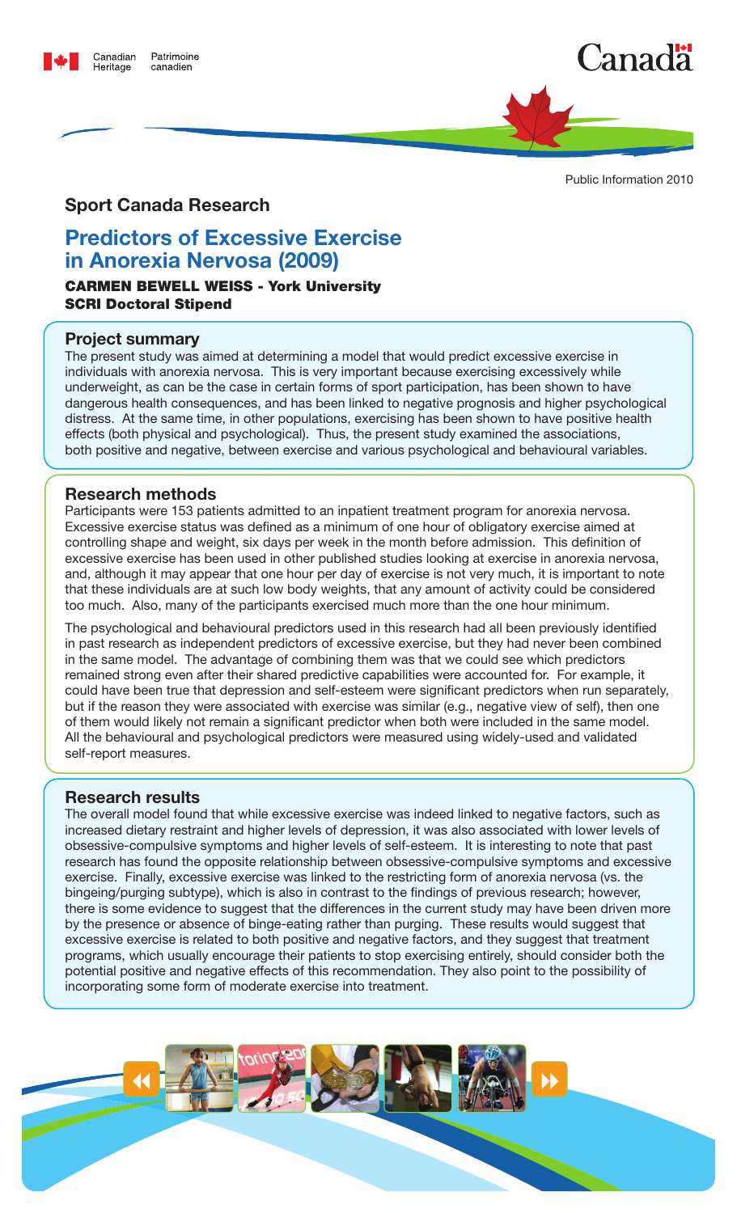Canadian Heritage | Patrimoine canadien

Canada

Public Information 2010

## Sport Canada Research

# Predictors of Excessive Exercise in Anorexia Nervosa (2009)

**CARMEN BEWELL WEISS - York University**
**SCRI Doctoral Stipend**

### Project summary

The present study was aimed at determining a model that would predict excessive exercise in individuals with anorexia nervosa. This is very important because exercising excessively while underweight, as can be the case in certain forms of sport participation, has been shown to have dangerous health consequences, and has been linked to negative prognosis and higher psychological distress. At the same time, in other populations, exercising has been shown to have positive health effects (both physical and psychological). Thus, the present study examined the associations, both positive and negative, between exercise and various psychological and behavioural variables.

### Research methods

Participants were 153 patients admitted to an inpatient treatment program for anorexia nervosa. Excessive exercise status was defined as a minimum of one hour of obligatory exercise aimed at controlling shape and weight, six days per week in the month before admission. This definition of excessive exercise has been used in other published studies looking at exercise in anorexia nervosa, and, although it may appear that one hour per day of exercise is not very much, it is important to note that these individuals are at such low body weights, that any amount of activity could be considered too much. Also, many of the participants exercised much more than the one hour minimum.

The psychological and behavioural predictors used in this research had all been previously identified in past research as independent predictors of excessive exercise, but they had never been combined in the same model. The advantage of combining them was that we could see which predictors remained strong even after their shared predictive capabilities were accounted for. For example, it could have been true that depression and self-esteem were significant predictors when run separately, but if the reason they were associated with exercise was similar (e.g., negative view of self), then one of them would likely not remain a significant predictor when both were included in the same model. All the behavioural and psychological predictors were measured using widely-used and validated self-report measures.

### Research results

The overall model found that while excessive exercise was indeed linked to negative factors, such as increased dietary restraint and higher levels of depression, it was also associated with lower levels of obsessive-compulsive symptoms and higher levels of self-esteem. It is interesting to note that past research has found the opposite relationship between obsessive-compulsive symptoms and excessive exercise. Finally, excessive exercise was linked to the restricting form of anorexia nervosa (vs. the bingeing/purging subtype), which is also in contrast to the findings of previous research; however, there is some evidence to suggest that the differences in the current study may have been driven more by the presence or absence of binge-eating rather than purging. These results would suggest that excessive exercise is related to both positive and negative factors, and they suggest that treatment programs, which usually encourage their patients to stop exercising entirely, should consider both the potential positive and negative effects of this recommendation. They also point to the possibility of incorporating some form of moderate exercise into treatment.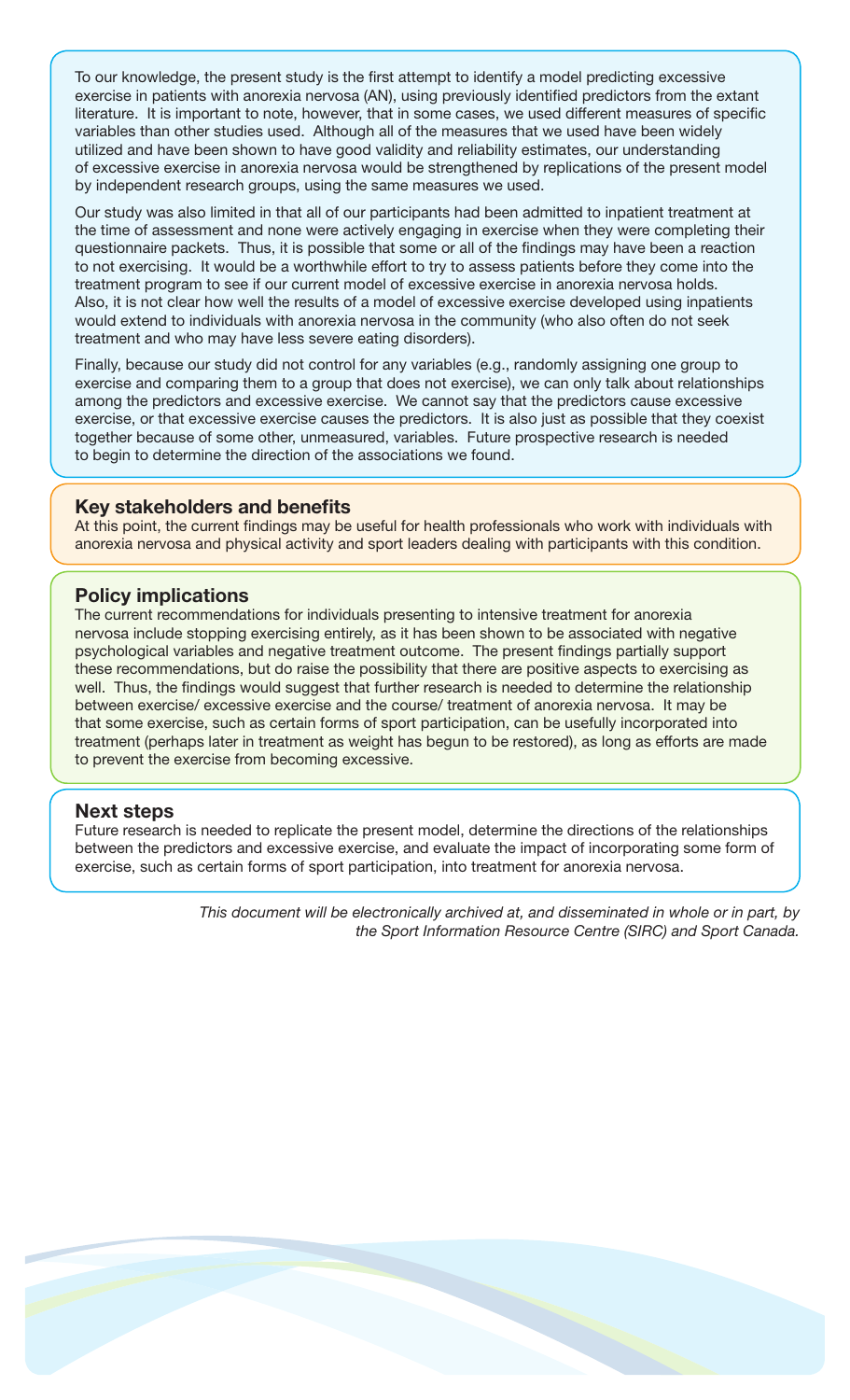To our knowledge, the present study is the first attempt to identify a model predicting excessive exercise in patients with anorexia nervosa (AN), using previously identified predictors from the extant literature. It is important to note, however, that in some cases, we used different measures of specific variables than other studies used. Although all of the measures that we used have been widely utilized and have been shown to have good validity and reliability estimates, our understanding of excessive exercise in anorexia nervosa would be strengthened by replications of the present model by independent research groups, using the same measures we used.

Our study was also limited in that all of our participants had been admitted to inpatient treatment at the time of assessment and none were actively engaging in exercise when they were completing their questionnaire packets. Thus, it is possible that some or all of the findings may have been a reaction to not exercising. It would be a worthwhile effort to try to assess patients before they come into the treatment program to see if our current model of excessive exercise in anorexia nervosa holds. Also, it is not clear how well the results of a model of excessive exercise developed using inpatients would extend to individuals with anorexia nervosa in the community (who also often do not seek treatment and who may have less severe eating disorders).

Finally, because our study did not control for any variables (e.g., randomly assigning one group to exercise and comparing them to a group that does not exercise), we can only talk about relationships among the predictors and excessive exercise. We cannot say that the predictors cause excessive exercise, or that excessive exercise causes the predictors. It is also just as possible that they coexist together because of some other, unmeasured, variables. Future prospective research is needed to begin to determine the direction of the associations we found.

## Key stakeholders and benefits

At this point, the current findings may be useful for health professionals who work with individuals with anorexia nervosa and physical activity and sport leaders dealing with participants with this condition.

## Policy implications

The current recommendations for individuals presenting to intensive treatment for anorexia nervosa include stopping exercising entirely, as it has been shown to be associated with negative psychological variables and negative treatment outcome. The present findings partially support these recommendations, but do raise the possibility that there are positive aspects to exercising as well. Thus, the findings would suggest that further research is needed to determine the relationship between exercise/ excessive exercise and the course/ treatment of anorexia nervosa. It may be that some exercise, such as certain forms of sport participation, can be usefully incorporated into treatment (perhaps later in treatment as weight has begun to be restored), as long as efforts are made to prevent the exercise from becoming excessive.

## Next steps

Future research is needed to replicate the present model, determine the directions of the relationships between the predictors and excessive exercise, and evaluate the impact of incorporating some form of exercise, such as certain forms of sport participation, into treatment for anorexia nervosa.

*This document will be electronically archived at, and disseminated in whole or in part, by the Sport Information Resource Centre (SIRC) and Sport Canada.*